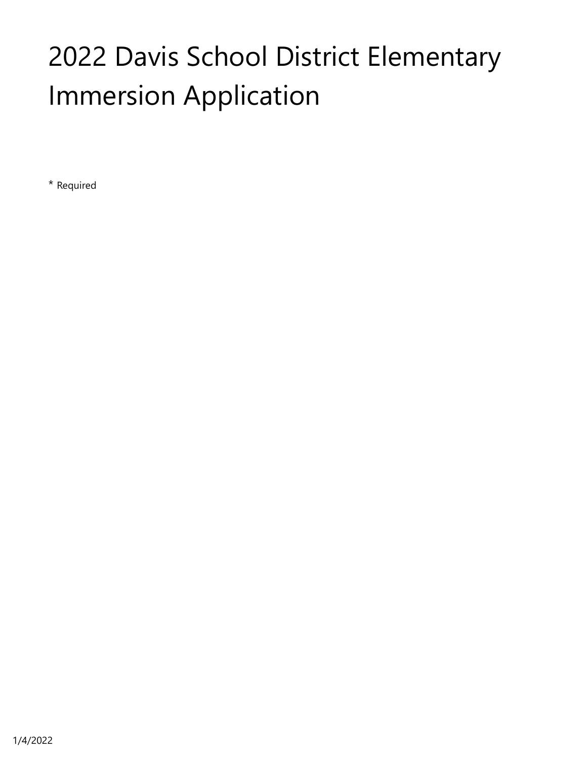# 2022 Davis School District Elementary Immersion Application

* Required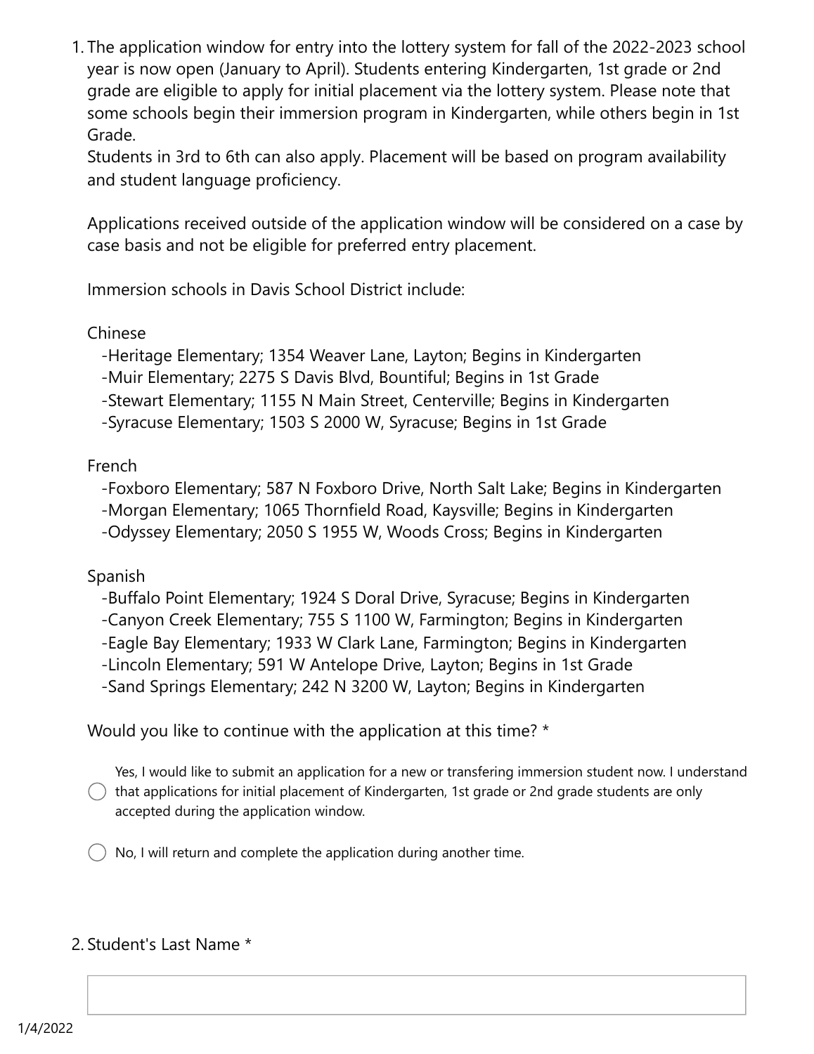1. The application window for entry into the lottery system for fall of the 2022-2023 school year is now open (January to April). Students entering Kindergarten, 1st grade or 2nd grade are eligible to apply for initial placement via the lottery system. Please note that some schools begin their immersion program in Kindergarten, while others begin in 1st Grade.
   Students in 3rd to 6th can also apply. Placement will be based on program availability and student language proficiency.

   Applications received outside of the application window will be considered on a case by case basis and not be eligible for preferred entry placement.

   Immersion schools in Davis School District include:

   Chinese
   -Heritage Elementary; 1354 Weaver Lane, Layton; Begins in Kindergarten
   -Muir Elementary; 2275 S Davis Blvd, Bountiful; Begins in 1st Grade
   -Stewart Elementary; 1155 N Main Street, Centerville; Begins in Kindergarten
   -Syracuse Elementary; 1503 S 2000 W, Syracuse; Begins in 1st Grade

   French
   -Foxboro Elementary; 587 N Foxboro Drive, North Salt Lake; Begins in Kindergarten
   -Morgan Elementary; 1065 Thornfield Road, Kaysville; Begins in Kindergarten
   -Odyssey Elementary; 2050 S 1955 W, Woods Cross; Begins in Kindergarten

   Spanish
   -Buffalo Point Elementary; 1924 S Doral Drive, Syracuse; Begins in Kindergarten
   -Canyon Creek Elementary; 755 S 1100 W, Farmington; Begins in Kindergarten
   -Eagle Bay Elementary; 1933 W Clark Lane, Farmington; Begins in Kindergarten
   -Lincoln Elementary; 591 W Antelope Drive, Layton; Begins in 1st Grade
   -Sand Springs Elementary; 242 N 3200 W, Layton; Begins in Kindergarten

   Would you like to continue with the application at this time? *

   ◯ Yes, I would like to submit an application for a new or transfering immersion student now. I understand that applications for initial placement of Kindergarten, 1st grade or 2nd grade students are only accepted during the application window.

   ◯ No, I will return and complete the application during another time.

2. Student's Last Name *

   ____________________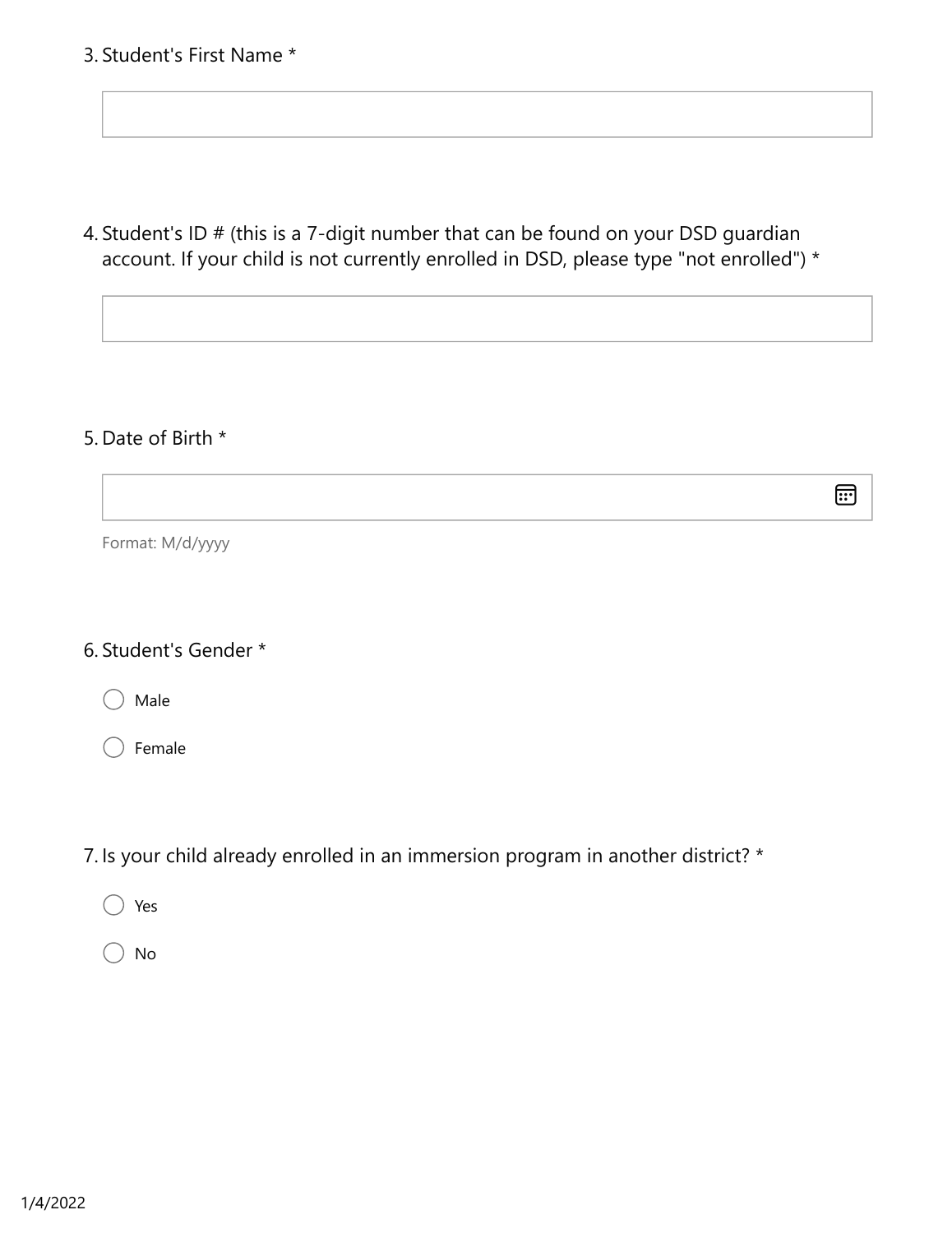3. Student's First Name *

4. Student's ID # (this is a 7-digit number that can be found on your DSD guardian account. If your child is not currently enrolled in DSD, please type "not enrolled") *

5. Date of Birth *

Format: M/d/yyyy

6. Student's Gender *

- ◯ Male
- ◯ Female

7. Is your child already enrolled in an immersion program in another district? *

- ◯ Yes
- ◯ No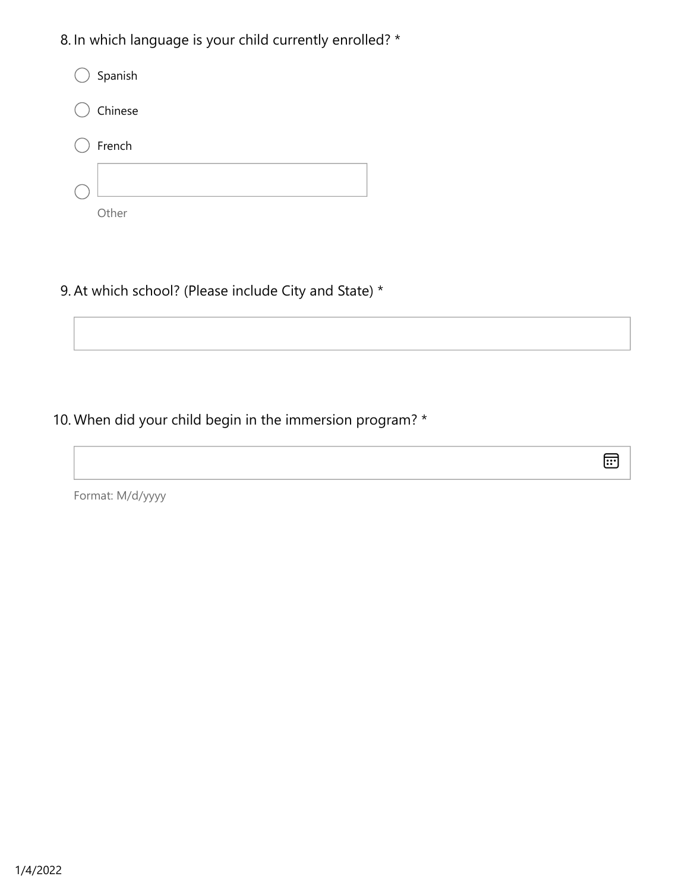8. In which language is your child currently enrolled? *

- Spanish
- Chinese
- French
- Other

9. At which school? (Please include City and State) *

10. When did your child begin in the immersion program? *

Format: M/d/yyyy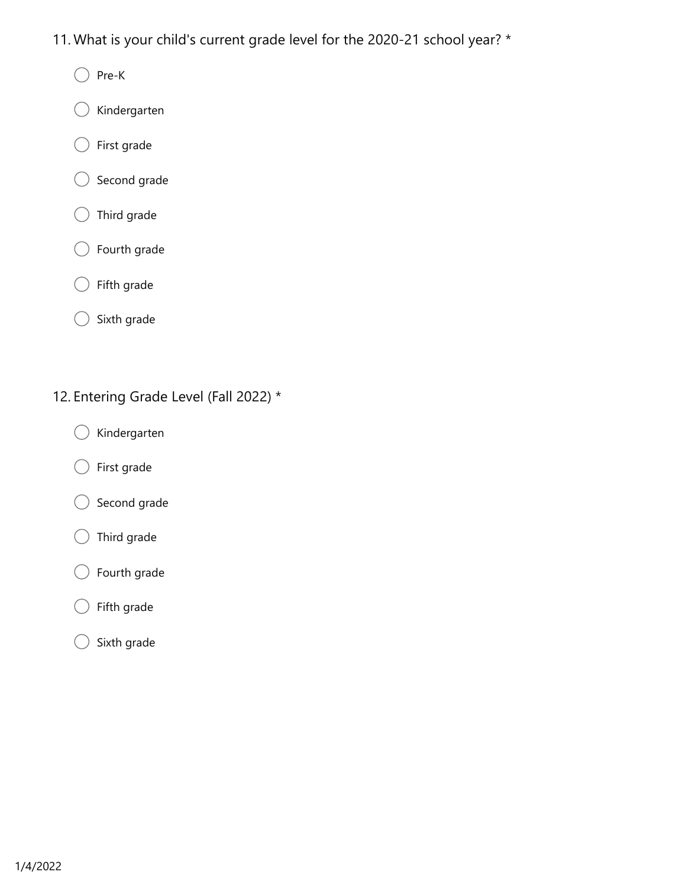11. What is your child's current grade level for the 2020-21 school year? *

- ◯ Pre-K
- ◯ Kindergarten
- ◯ First grade
- ◯ Second grade
- ◯ Third grade
- ◯ Fourth grade
- ◯ Fifth grade
- ◯ Sixth grade

12. Entering Grade Level (Fall 2022) *

- ◯ Kindergarten
- ◯ First grade
- ◯ Second grade
- ◯ Third grade
- ◯ Fourth grade
- ◯ Fifth grade
- ◯ Sixth grade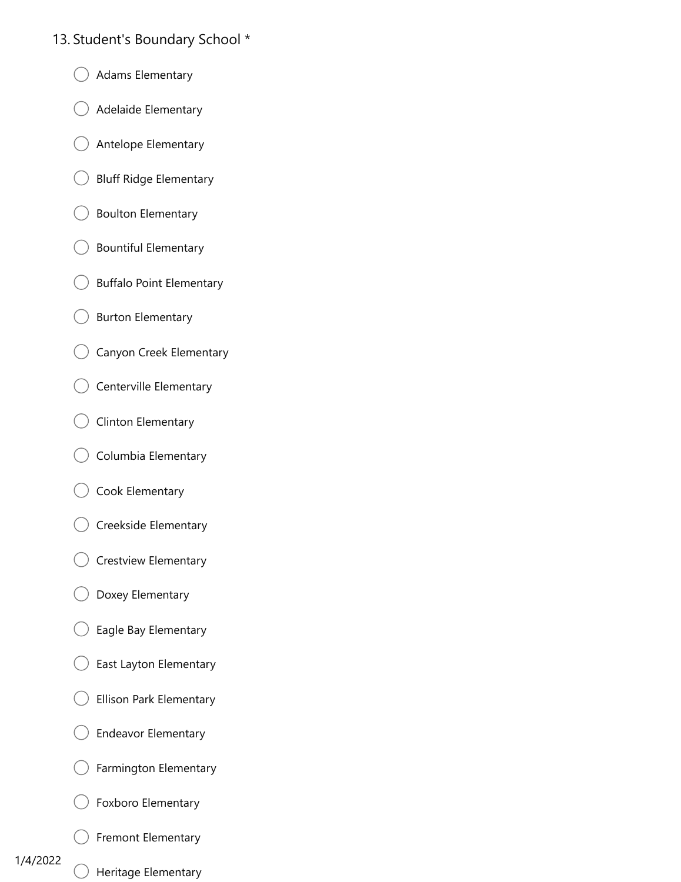13. Student's Boundary School *

- ◯ Adams Elementary
- ◯ Adelaide Elementary
- ◯ Antelope Elementary
- ◯ Bluff Ridge Elementary
- ◯ Boulton Elementary
- ◯ Bountiful Elementary
- ◯ Buffalo Point Elementary
- ◯ Burton Elementary
- ◯ Canyon Creek Elementary
- ◯ Centerville Elementary
- ◯ Clinton Elementary
- ◯ Columbia Elementary
- ◯ Cook Elementary
- ◯ Creekside Elementary
- ◯ Crestview Elementary
- ◯ Doxey Elementary
- ◯ Eagle Bay Elementary
- ◯ East Layton Elementary
- ◯ Ellison Park Elementary
- ◯ Endeavor Elementary
- ◯ Farmington Elementary
- ◯ Foxboro Elementary
- ◯ Fremont Elementary
- ◯ Heritage Elementary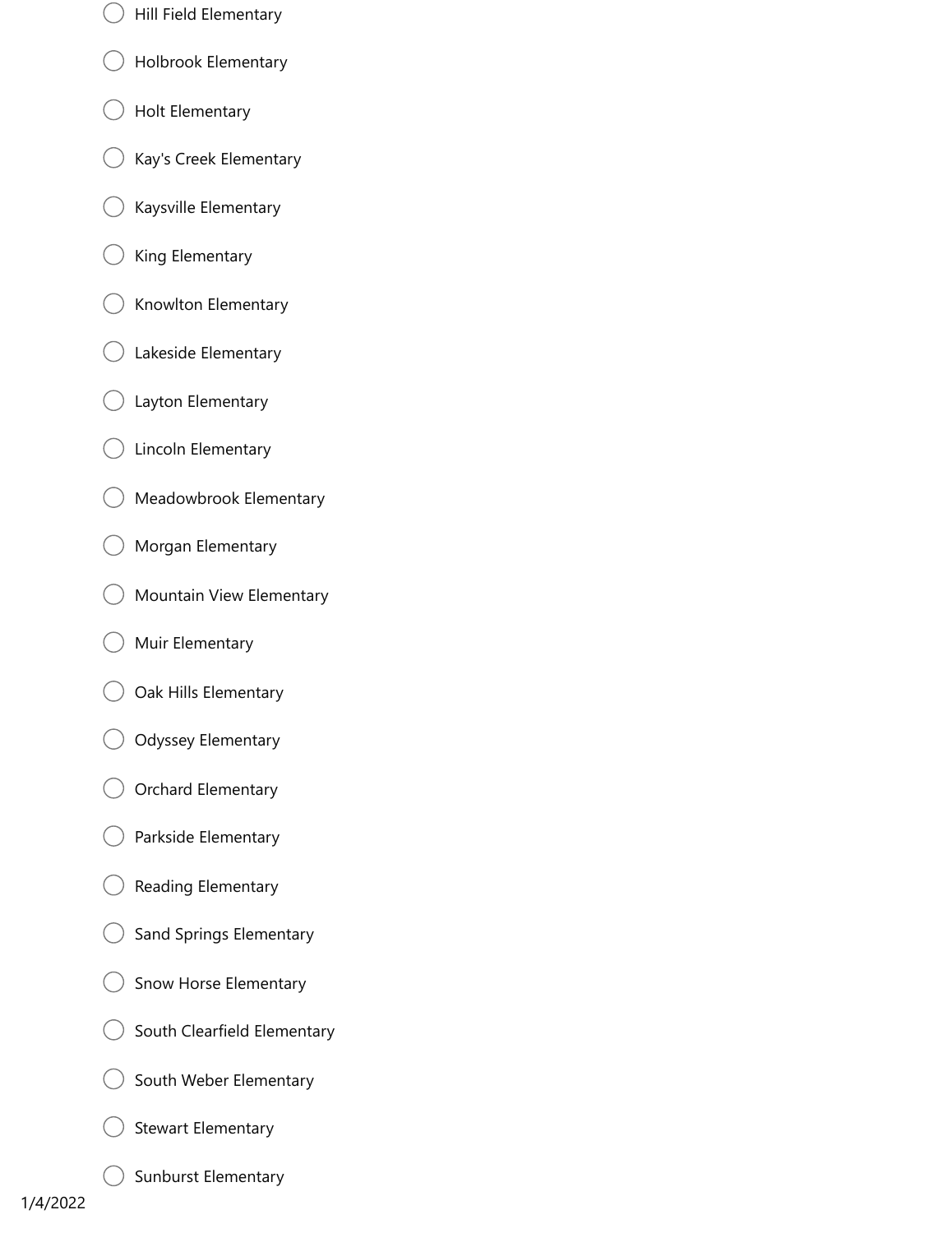- ◯ Hill Field Elementary
- ◯ Holbrook Elementary
- ◯ Holt Elementary
- ◯ Kay's Creek Elementary
- ◯ Kaysville Elementary
- ◯ King Elementary
- ◯ Knowlton Elementary
- ◯ Lakeside Elementary
- ◯ Layton Elementary
- ◯ Lincoln Elementary
- ◯ Meadowbrook Elementary
- ◯ Morgan Elementary
- ◯ Mountain View Elementary
- ◯ Muir Elementary
- ◯ Oak Hills Elementary
- ◯ Odyssey Elementary
- ◯ Orchard Elementary
- ◯ Parkside Elementary
- ◯ Reading Elementary
- ◯ Sand Springs Elementary
- ◯ Snow Horse Elementary
- ◯ South Clearfield Elementary
- ◯ South Weber Elementary
- ◯ Stewart Elementary
- ◯ Sunburst Elementary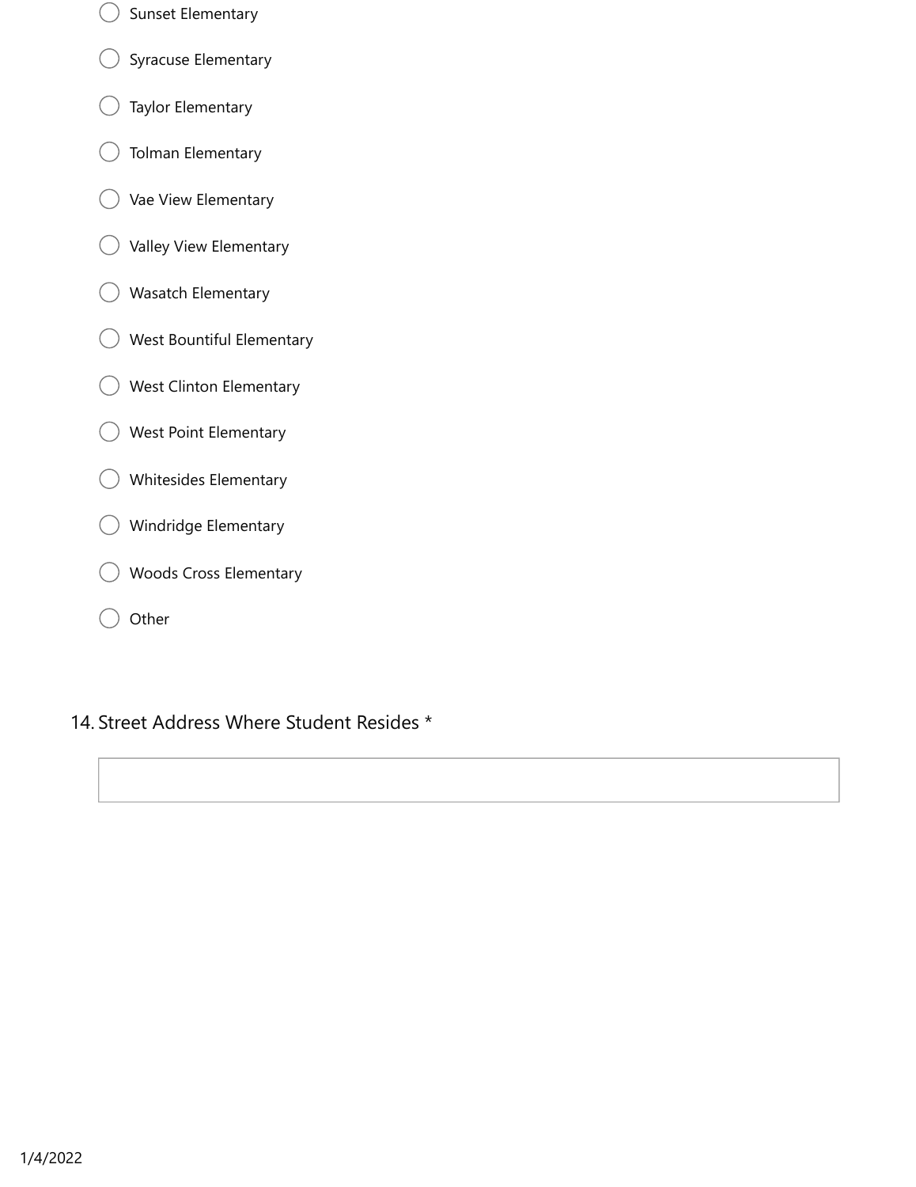- ◯ Sunset Elementary
- ◯ Syracuse Elementary
- ◯ Taylor Elementary
- ◯ Tolman Elementary
- ◯ Vae View Elementary
- ◯ Valley View Elementary
- ◯ Wasatch Elementary
- ◯ West Bountiful Elementary
- ◯ West Clinton Elementary
- ◯ West Point Elementary
- ◯ Whitesides Elementary
- ◯ Windridge Elementary
- ◯ Woods Cross Elementary
- ◯ Other

14. Street Address Where Student Resides *

________________________________________

1/4/2022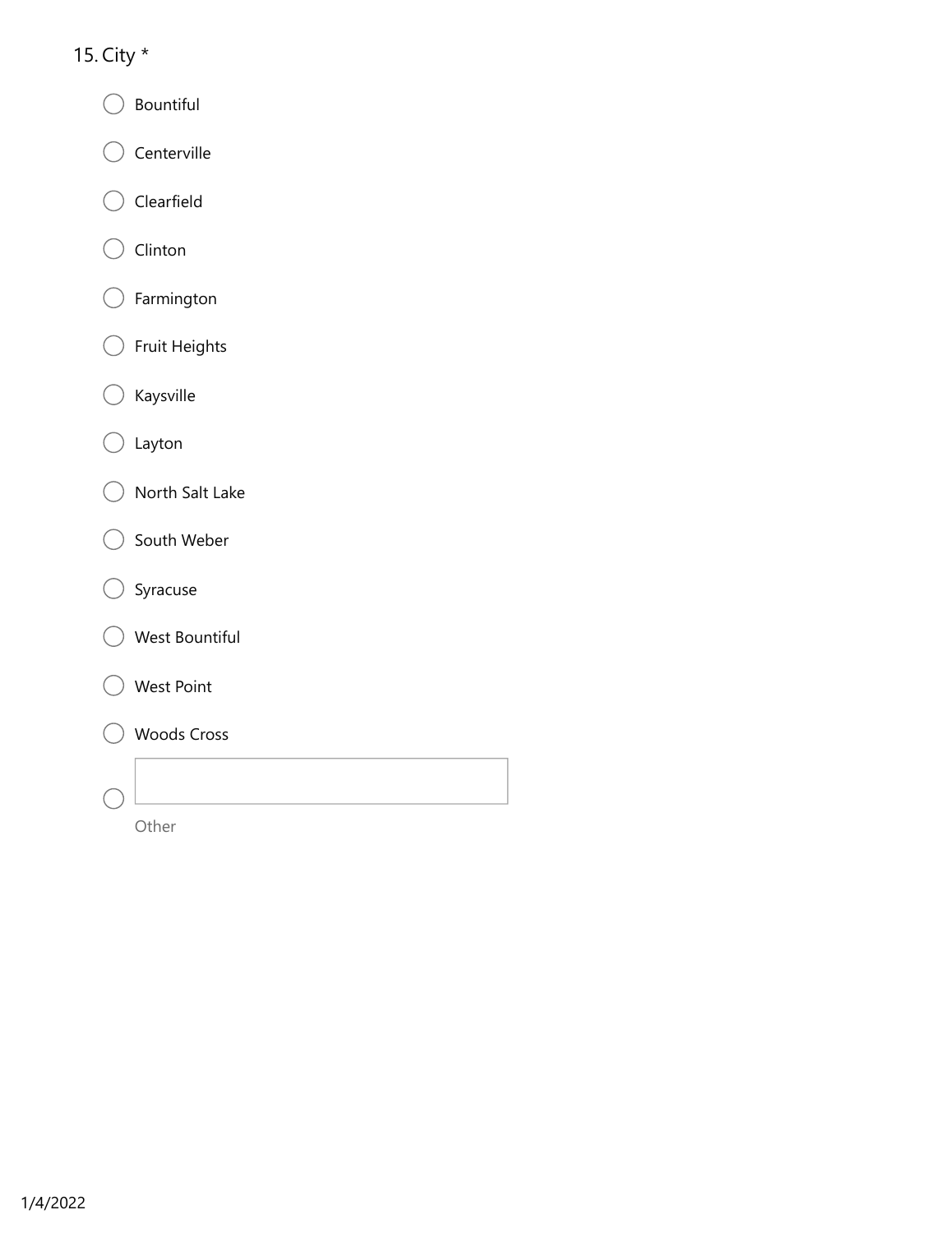15. City *

- ◯ Bountiful
- ◯ Centerville
- ◯ Clearfield
- ◯ Clinton
- ◯ Farmington
- ◯ Fruit Heights
- ◯ Kaysville
- ◯ Layton
- ◯ North Salt Lake
- ◯ South Weber
- ◯ Syracuse
- ◯ West Bountiful
- ◯ West Point
- ◯ Woods Cross
- ◯ Other: ____________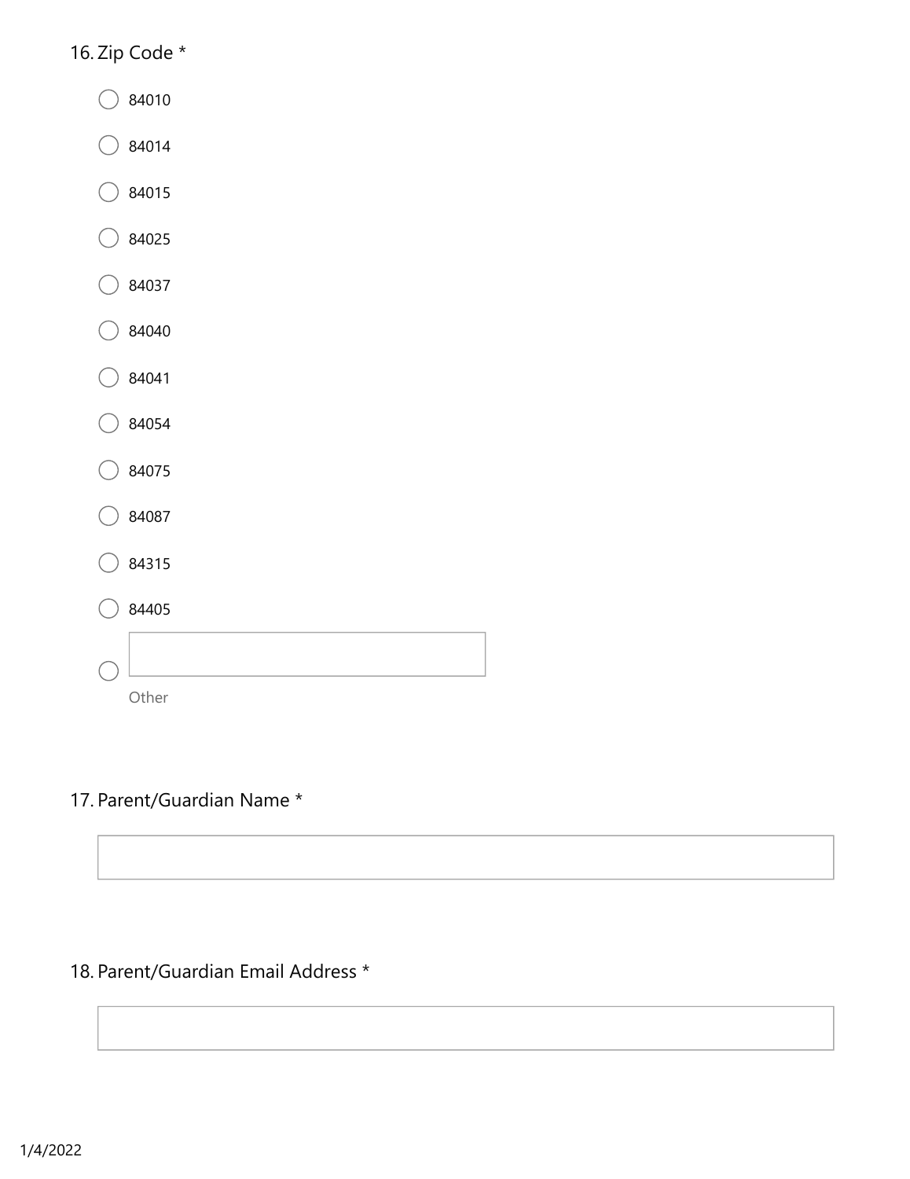16. Zip Code *

- ◯ 84010
- ◯ 84014
- ◯ 84015
- ◯ 84025
- ◯ 84037
- ◯ 84040
- ◯ 84041
- ◯ 84054
- ◯ 84075
- ◯ 84087
- ◯ 84315
- ◯ 84405
- ◯ Other: ____________________

17. Parent/Guardian Name *

____________________

18. Parent/Guardian Email Address *

____________________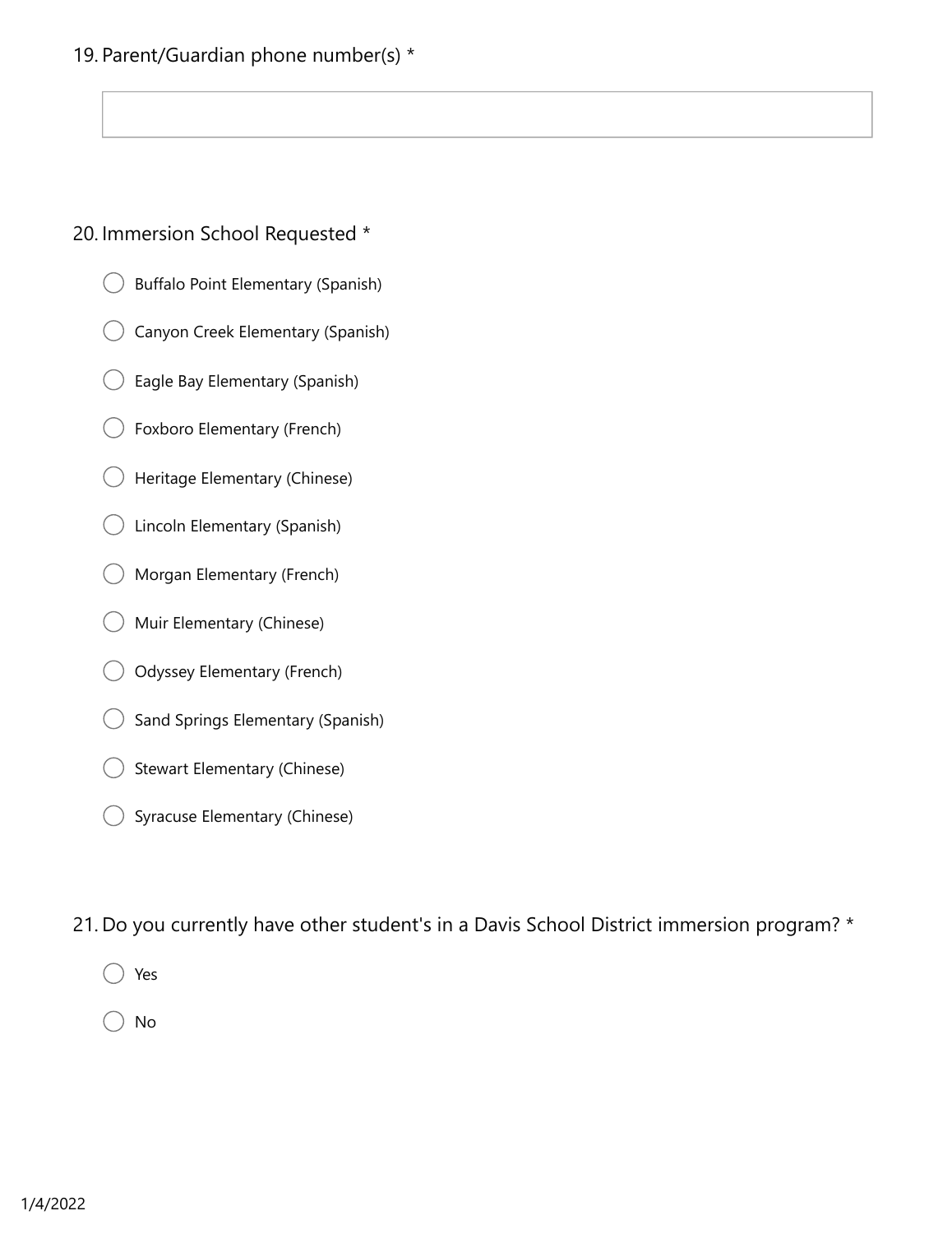19. Parent/Guardian phone number(s) *

20. Immersion School Requested *

- ◯ Buffalo Point Elementary (Spanish)
- ◯ Canyon Creek Elementary (Spanish)
- ◯ Eagle Bay Elementary (Spanish)
- ◯ Foxboro Elementary (French)
- ◯ Heritage Elementary (Chinese)
- ◯ Lincoln Elementary (Spanish)
- ◯ Morgan Elementary (French)
- ◯ Muir Elementary (Chinese)
- ◯ Odyssey Elementary (French)
- ◯ Sand Springs Elementary (Spanish)
- ◯ Stewart Elementary (Chinese)
- ◯ Syracuse Elementary (Chinese)

21. Do you currently have other student's in a Davis School District immersion program? *

- ◯ Yes
- ◯ No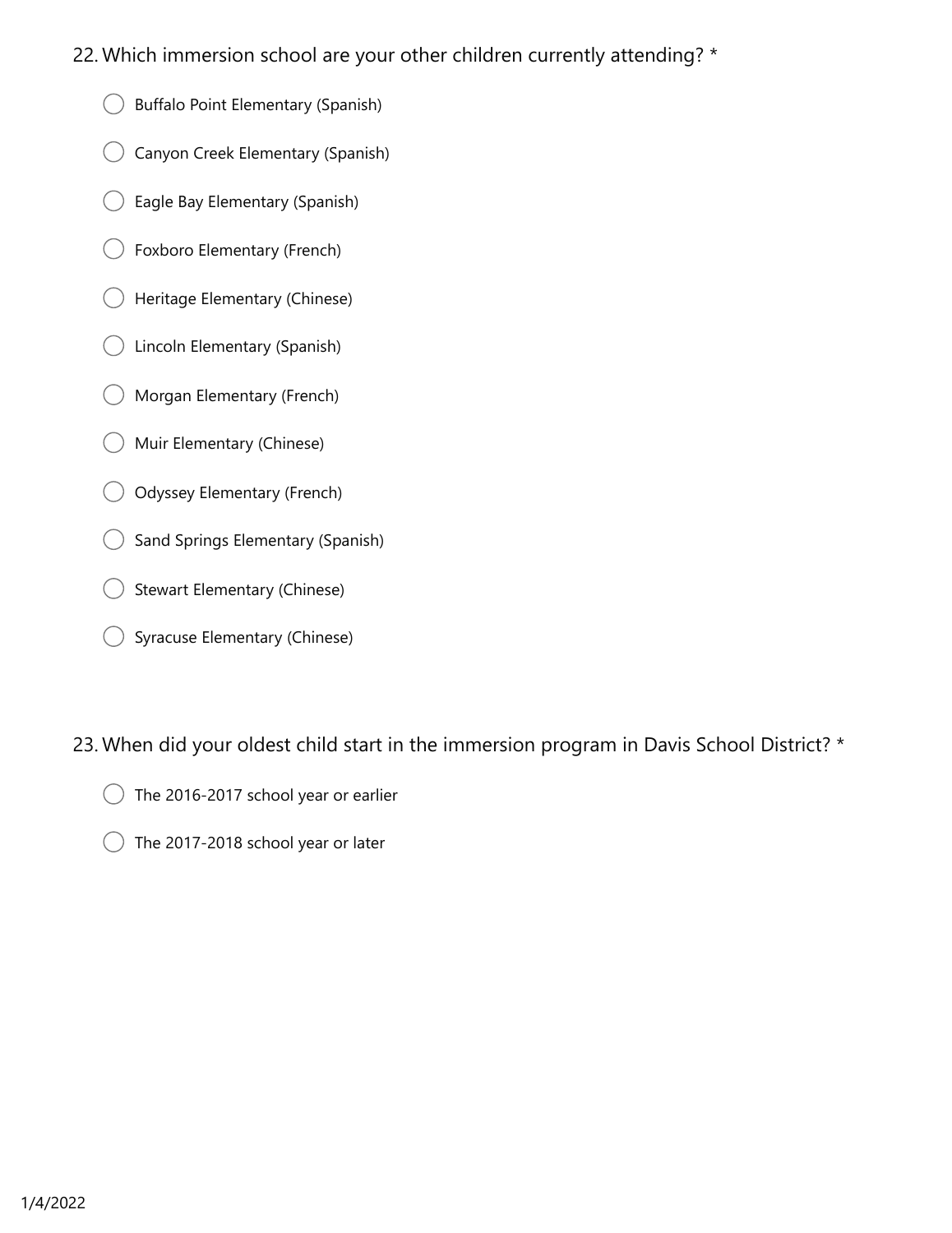22. Which immersion school are your other children currently attending? *

- Buffalo Point Elementary (Spanish)
- Canyon Creek Elementary (Spanish)
- Eagle Bay Elementary (Spanish)
- Foxboro Elementary (French)
- Heritage Elementary (Chinese)
- Lincoln Elementary (Spanish)
- Morgan Elementary (French)
- Muir Elementary (Chinese)
- Odyssey Elementary (French)
- Sand Springs Elementary (Spanish)
- Stewart Elementary (Chinese)
- Syracuse Elementary (Chinese)

23. When did your oldest child start in the immersion program in Davis School District? *

- The 2016-2017 school year or earlier
- The 2017-2018 school year or later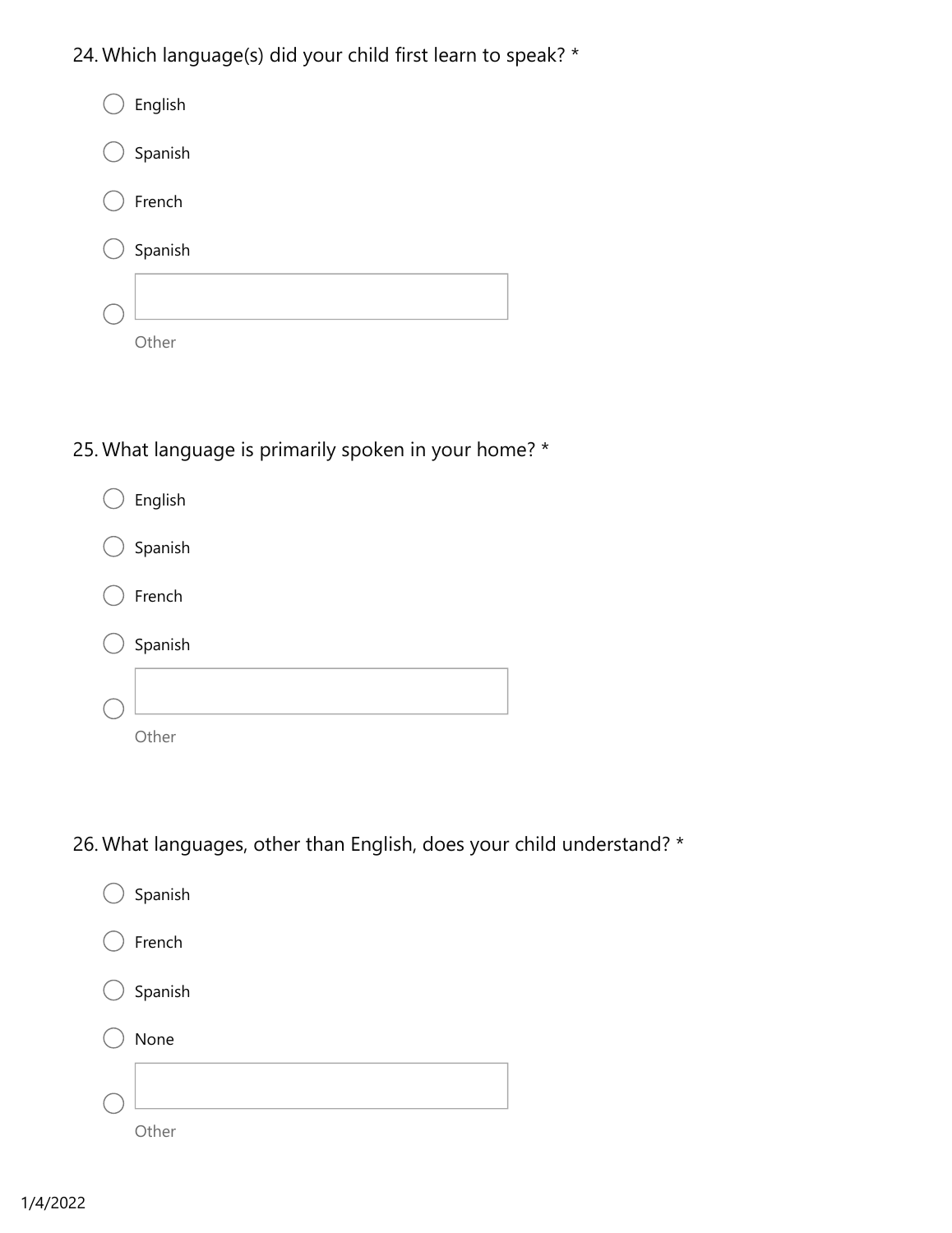24. Which language(s) did your child first learn to speak? *

- ○ English
- ○ Spanish
- ○ French
- ○ Spanish
- ○ Other: ____________

25. What language is primarily spoken in your home? *

- ○ English
- ○ Spanish
- ○ French
- ○ Spanish
- ○ Other: ____________

26. What languages, other than English, does your child understand? *

- ○ Spanish
- ○ French
- ○ Spanish
- ○ None
- ○ Other: ____________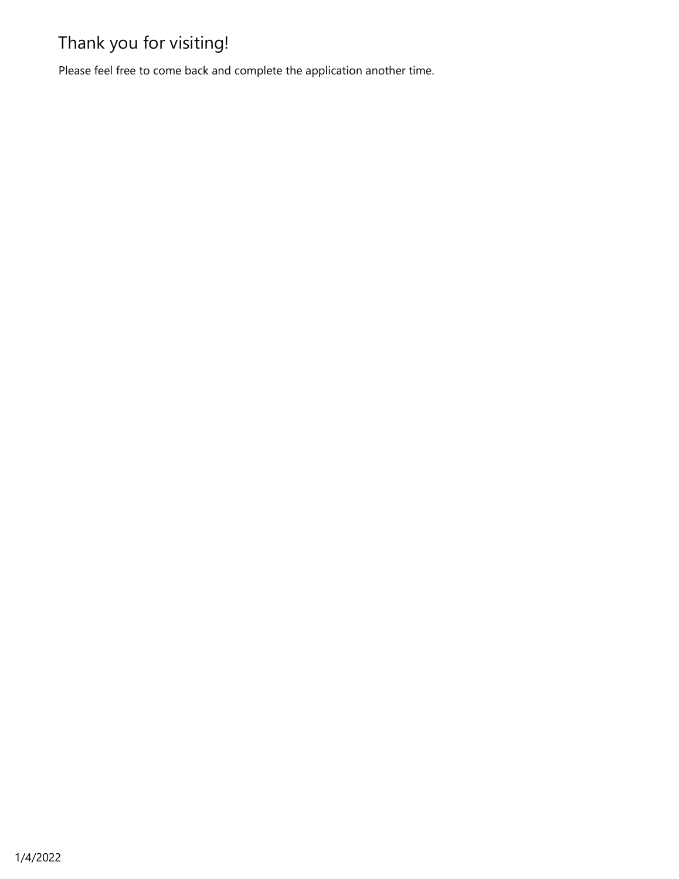# Thank you for visiting!

Please feel free to come back and complete the application another time.

1/4/2022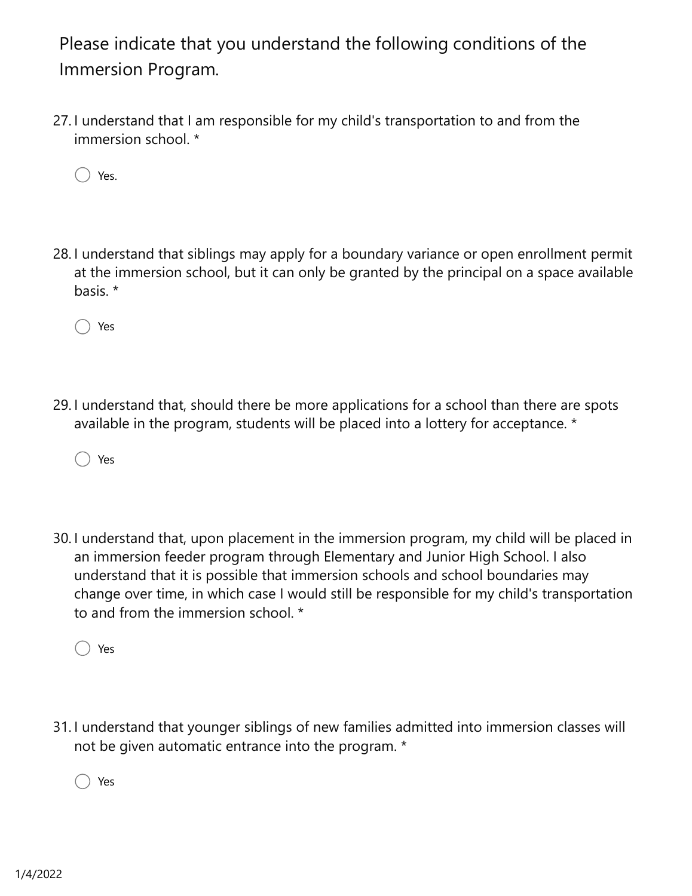Please indicate that you understand the following conditions of the Immersion Program.

27. I understand that I am responsible for my child's transportation to and from the immersion school. *

   ○ Yes.

28. I understand that siblings may apply for a boundary variance or open enrollment permit at the immersion school, but it can only be granted by the principal on a space available basis. *

   ○ Yes

29. I understand that, should there be more applications for a school than there are spots available in the program, students will be placed into a lottery for acceptance. *

   ○ Yes

30. I understand that, upon placement in the immersion program, my child will be placed in an immersion feeder program through Elementary and Junior High School. I also understand that it is possible that immersion schools and school boundaries may change over time, in which case I would still be responsible for my child's transportation to and from the immersion school. *

   ○ Yes

31. I understand that younger siblings of new families admitted into immersion classes will not be given automatic entrance into the program. *

   ○ Yes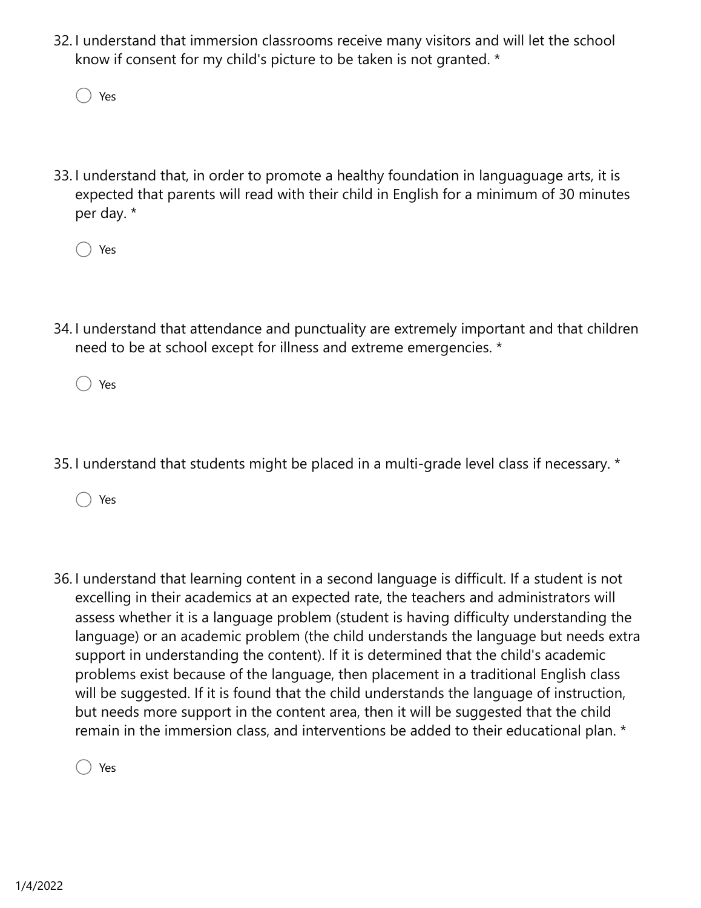32. I understand that immersion classrooms receive many visitors and will let the school know if consent for my child's picture to be taken is not granted. *

    ○ Yes

33. I understand that, in order to promote a healthy foundation in languaguage arts, it is expected that parents will read with their child in English for a minimum of 30 minutes per day. *

    ○ Yes

34. I understand that attendance and punctuality are extremely important and that children need to be at school except for illness and extreme emergencies. *

    ○ Yes

35. I understand that students might be placed in a multi-grade level class if necessary. *

    ○ Yes

36. I understand that learning content in a second language is difficult. If a student is not excelling in their academics at an expected rate, the teachers and administrators will assess whether it is a language problem (student is having difficulty understanding the language) or an academic problem (the child understands the language but needs extra support in understanding the content). If it is determined that the child's academic problems exist because of the language, then placement in a traditional English class will be suggested. If it is found that the child understands the language of instruction, but needs more support in the content area, then it will be suggested that the child remain in the immersion class, and interventions be added to their educational plan. *

    ○ Yes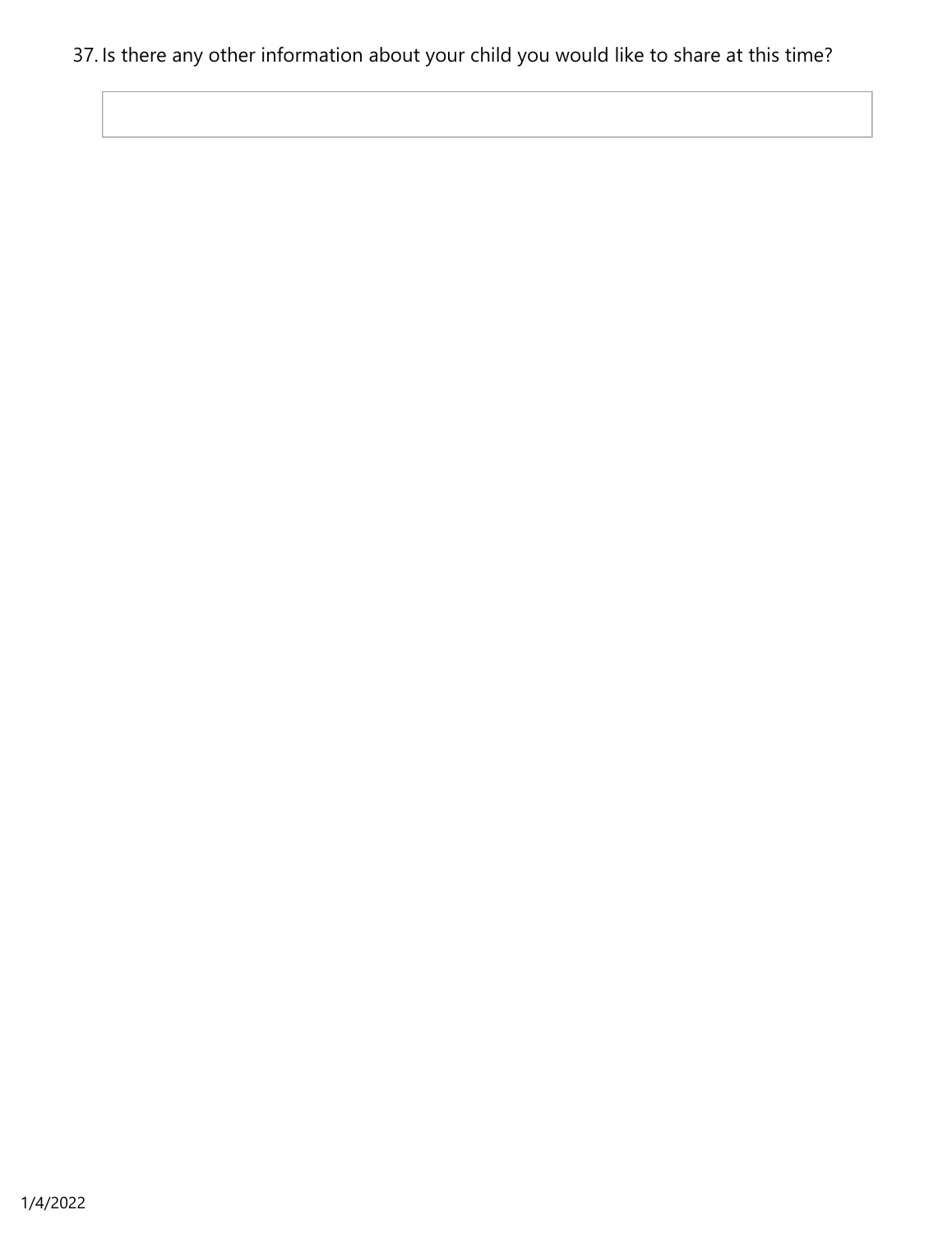37. Is there any other information about your child you would like to share at this time?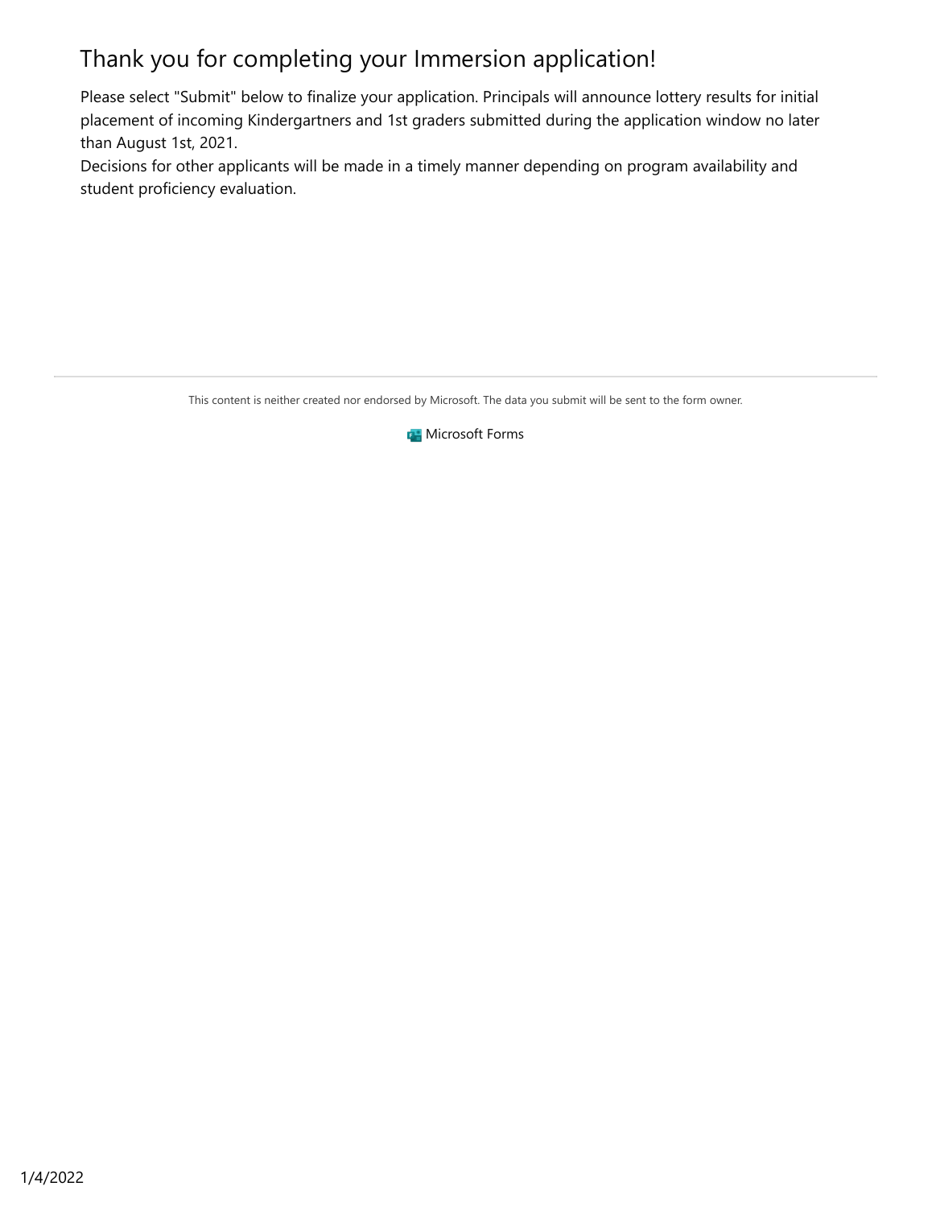# Thank you for completing your Immersion application!

Please select "Submit" below to finalize your application. Principals will announce lottery results for initial placement of incoming Kindergartners and 1st graders submitted during the application window no later than August 1st, 2021.

Decisions for other applicants will be made in a timely manner depending on program availability and student proficiency evaluation.

---

This content is neither created nor endorsed by Microsoft. The data you submit will be sent to the form owner.

Microsoft Forms